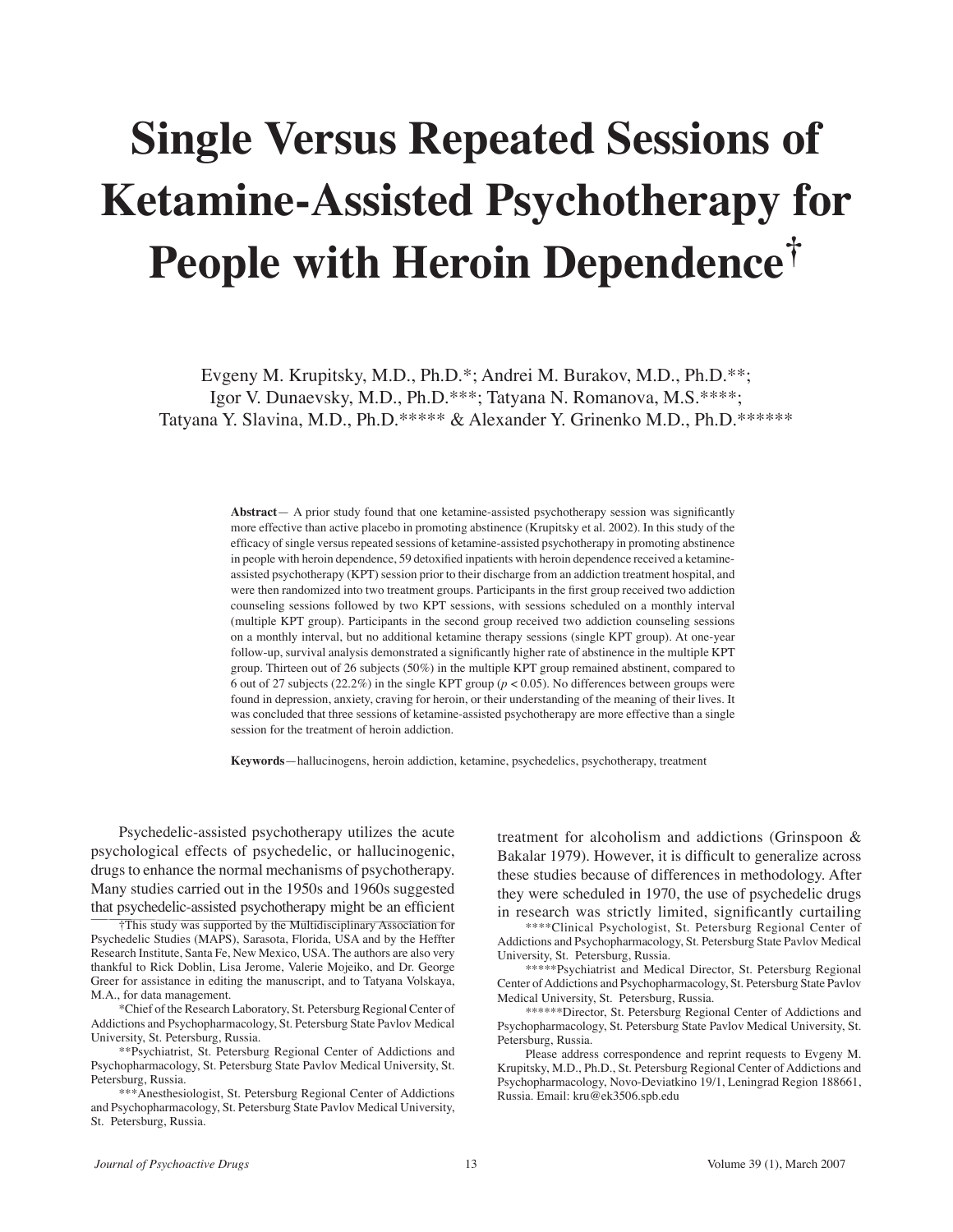# Single Versus Repeated Sessions of Ketamine-Assisted Psychotherapy for People with Heroin Dependence†

Evgeny M. Krupitsky, M.D., Ph.D.*; Andrei M. Burakov, M.D., Ph.D.**; Igor V. Dunaevsky, M.D., Ph.D.***; Tatyana N. Romanova, M.S.****; Tatyana Y. Slavina, M.D., Ph.D.***** & Alexander Y. Grinenko M.D., Ph.D.******

**Abstract**— A prior study found that one ketamine-assisted psychotherapy session was significantly more effective than active placebo in promoting abstinence (Krupitsky et al. 2002). In this study of the efficacy of single versus repeated sessions of ketamine-assisted psychotherapy in promoting abstinence in people with heroin dependence, 59 detoxified inpatients with heroin dependence received a ketamine-assisted psychotherapy (KPT) session prior to their discharge from an addiction treatment hospital, and were then randomized into two treatment groups. Participants in the first group received two addiction counseling sessions followed by two KPT sessions, with sessions scheduled on a monthly interval (multiple KPT group). Participants in the second group received two addiction counseling sessions on a monthly interval, but no additional ketamine therapy sessions (single KPT group). At one-year follow-up, survival analysis demonstrated a significantly higher rate of abstinence in the multiple KPT group. Thirteen out of 26 subjects (50%) in the multiple KPT group remained abstinent, compared to 6 out of 27 subjects (22.2%) in the single KPT group ($p < 0.05$). No differences between groups were found in depression, anxiety, craving for heroin, or their understanding of the meaning of their lives. It was concluded that three sessions of ketamine-assisted psychotherapy are more effective than a single session for the treatment of heroin addiction.

**Keywords**—hallucinogens, heroin addiction, ketamine, psychedelics, psychotherapy, treatment

Psychedelic-assisted psychotherapy utilizes the acute psychological effects of psychedelic, or hallucinogenic, drugs to enhance the normal mechanisms of psychotherapy. Many studies carried out in the 1950s and 1960s suggested that psychedelic-assisted psychotherapy might be an efficient treatment for alcoholism and addictions (Grinspoon & Bakalar 1979). However, it is difficult to generalize across these studies because of differences in methodology. After they were scheduled in 1970, the use of psychedelic drugs in research was strictly limited, significantly curtailing

†This study was supported by the Multidisciplinary Association for Psychedelic Studies (MAPS), Sarasota, Florida, USA and by the Heffter Research Institute, Santa Fe, New Mexico, USA. The authors are also very thankful to Rick Doblin, Lisa Jerome, Valerie Mojeiko, and Dr. George Greer for assistance in editing the manuscript, and to Tatyana Volskaya, M.A., for data management.

*Chief of the Research Laboratory, St. Petersburg Regional Center of Addictions and Psychopharmacology, St. Petersburg State Pavlov Medical University, St. Petersburg, Russia.

**Psychiatrist, St. Petersburg Regional Center of Addictions and Psychopharmacology, St. Petersburg State Pavlov Medical University, St. Petersburg, Russia.

***Anesthesiologist, St. Petersburg Regional Center of Addictions and Psychopharmacology, St. Petersburg State Pavlov Medical University, St. Petersburg, Russia.

****Clinical Psychologist, St. Petersburg Regional Center of Addictions and Psychopharmacology, St. Petersburg State Pavlov Medical University, St. Petersburg, Russia.

*****Psychiatrist and Medical Director, St. Petersburg Regional Center of Addictions and Psychopharmacology, St. Petersburg State Pavlov Medical University, St. Petersburg, Russia.

******Director, St. Petersburg Regional Center of Addictions and Psychopharmacology, St. Petersburg State Pavlov Medical University, St. Petersburg, Russia.

Please address correspondence and reprint requests to Evgeny M. Krupitsky, M.D., Ph.D., St. Petersburg Regional Center of Addictions and Psychopharmacology, Novo-Deviatkino 19/1, Leningrad Region 188661, Russia. Email: kru@ek3506.spb.edu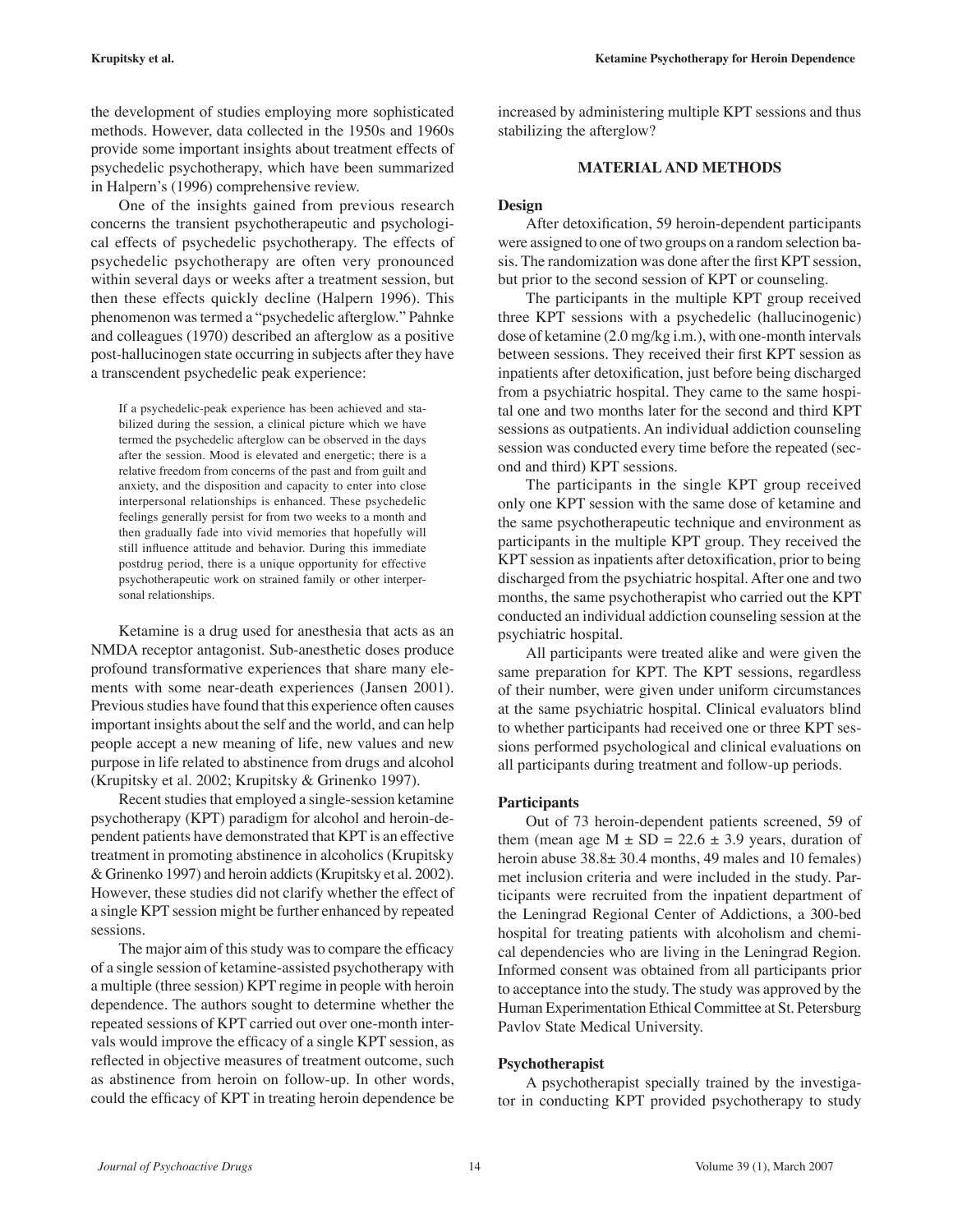the development of studies employing more sophisticated methods. However, data collected in the 1950s and 1960s provide some important insights about treatment effects of psychedelic psychotherapy, which have been summarized in Halpern's (1996) comprehensive review.

One of the insights gained from previous research concerns the transient psychotherapeutic and psychological effects of psychedelic psychotherapy. The effects of psychedelic psychotherapy are often very pronounced within several days or weeks after a treatment session, but then these effects quickly decline (Halpern 1996). This phenomenon was termed a "psychedelic afterglow." Pahnke and colleagues (1970) described an afterglow as a positive post-hallucinogen state occurring in subjects after they have a transcendent psychedelic peak experience:

> If a psychedelic-peak experience has been achieved and stabilized during the session, a clinical picture which we have termed the psychedelic afterglow can be observed in the days after the session. Mood is elevated and energetic; there is a relative freedom from concerns of the past and from guilt and anxiety, and the disposition and capacity to enter into close interpersonal relationships is enhanced. These psychedelic feelings generally persist for from two weeks to a month and then gradually fade into vivid memories that hopefully will still influence attitude and behavior. During this immediate postdrug period, there is a unique opportunity for effective psychotherapeutic work on strained family or other interpersonal relationships.

Ketamine is a drug used for anesthesia that acts as an NMDA receptor antagonist. Sub-anesthetic doses produce profound transformative experiences that share many elements with some near-death experiences (Jansen 2001). Previous studies have found that this experience often causes important insights about the self and the world, and can help people accept a new meaning of life, new values and new purpose in life related to abstinence from drugs and alcohol (Krupitsky et al. 2002; Krupitsky & Grinenko 1997).

Recent studies that employed a single-session ketamine psychotherapy (KPT) paradigm for alcohol and heroin-dependent patients have demonstrated that KPT is an effective treatment in promoting abstinence in alcoholics (Krupitsky & Grinenko 1997) and heroin addicts (Krupitsky et al. 2002). However, these studies did not clarify whether the effect of a single KPT session might be further enhanced by repeated sessions.

The major aim of this study was to compare the efficacy of a single session of ketamine-assisted psychotherapy with a multiple (three session) KPT regime in people with heroin dependence. The authors sought to determine whether the repeated sessions of KPT carried out over one-month intervals would improve the efficacy of a single KPT session, as reflected in objective measures of treatment outcome, such as abstinence from heroin on follow-up. In other words, could the efficacy of KPT in treating heroin dependence be increased by administering multiple KPT sessions and thus stabilizing the afterglow?

## MATERIAL AND METHODS

### Design

After detoxification, 59 heroin-dependent participants were assigned to one of two groups on a random selection basis. The randomization was done after the first KPT session, but prior to the second session of KPT or counseling.

The participants in the multiple KPT group received three KPT sessions with a psychedelic (hallucinogenic) dose of ketamine (2.0 mg/kg i.m.), with one-month intervals between sessions. They received their first KPT session as inpatients after detoxification, just before being discharged from a psychiatric hospital. They came to the same hospital one and two months later for the second and third KPT sessions as outpatients. An individual addiction counseling session was conducted every time before the repeated (second and third) KPT sessions.

The participants in the single KPT group received only one KPT session with the same dose of ketamine and the same psychotherapeutic technique and environment as participants in the multiple KPT group. They received the KPT session as inpatients after detoxification, prior to being discharged from the psychiatric hospital. After one and two months, the same psychotherapist who carried out the KPT conducted an individual addiction counseling session at the psychiatric hospital.

All participants were treated alike and were given the same preparation for KPT. The KPT sessions, regardless of their number, were given under uniform circumstances at the same psychiatric hospital. Clinical evaluators blind to whether participants had received one or three KPT sessions performed psychological and clinical evaluations on all participants during treatment and follow-up periods.

### Participants

Out of 73 heroin-dependent patients screened, 59 of them (mean age M ± SD = 22.6 ± 3.9 years, duration of heroin abuse 38.8± 30.4 months, 49 males and 10 females) met inclusion criteria and were included in the study. Participants were recruited from the inpatient department of the Leningrad Regional Center of Addictions, a 300-bed hospital for treating patients with alcoholism and chemical dependencies who are living in the Leningrad Region. Informed consent was obtained from all participants prior to acceptance into the study. The study was approved by the Human Experimentation Ethical Committee at St. Petersburg Pavlov State Medical University.

### Psychotherapist

A psychotherapist specially trained by the investigator in conducting KPT provided psychotherapy to study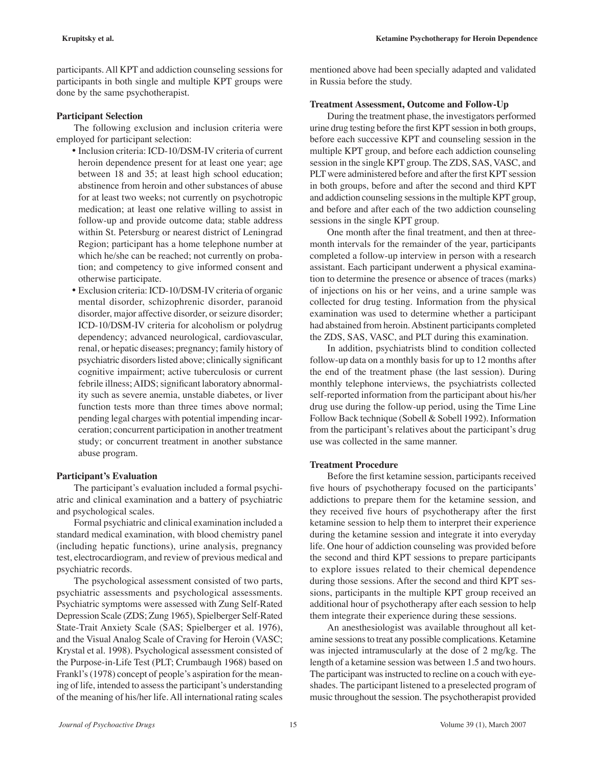participants. All KPT and addiction counseling sessions for participants in both single and multiple KPT groups were done by the same psychotherapist.

### Participant Selection

The following exclusion and inclusion criteria were employed for participant selection:

- Inclusion criteria: ICD-10/DSM-IV criteria of current heroin dependence present for at least one year; age between 18 and 35; at least high school education; abstinence from heroin and other substances of abuse for at least two weeks; not currently on psychotropic medication; at least one relative willing to assist in follow-up and provide outcome data; stable address within St. Petersburg or nearest district of Leningrad Region; participant has a home telephone number at which he/she can be reached; not currently on probation; and competency to give informed consent and otherwise participate.
- Exclusion criteria: ICD-10/DSM-IV criteria of organic mental disorder, schizophrenic disorder, paranoid disorder, major affective disorder, or seizure disorder; ICD-10/DSM-IV criteria for alcoholism or polydrug dependency; advanced neurological, cardiovascular, renal, or hepatic diseases; pregnancy; family history of psychiatric disorders listed above; clinically significant cognitive impairment; active tuberculosis or current febrile illness; AIDS; significant laboratory abnormality such as severe anemia, unstable diabetes, or liver function tests more than three times above normal; pending legal charges with potential impending incarceration; concurrent participation in another treatment study; or concurrent treatment in another substance abuse program.

### Participant's Evaluation

The participant's evaluation included a formal psychiatric and clinical examination and a battery of psychiatric and psychological scales.

Formal psychiatric and clinical examination included a standard medical examination, with blood chemistry panel (including hepatic functions), urine analysis, pregnancy test, electrocardiogram, and review of previous medical and psychiatric records.

The psychological assessment consisted of two parts, psychiatric assessments and psychological assessments. Psychiatric symptoms were assessed with Zung Self-Rated Depression Scale (ZDS; Zung 1965), Spielberger Self-Rated State-Trait Anxiety Scale (SAS; Spielberger et al. 1976), and the Visual Analog Scale of Craving for Heroin (VASC; Krystal et al. 1998). Psychological assessment consisted of the Purpose-in-Life Test (PLT; Crumbaugh 1968) based on Frankl's (1978) concept of people's aspiration for the meaning of life, intended to assess the participant's understanding of the meaning of his/her life. All international rating scales mentioned above had been specially adapted and validated in Russia before the study.

### Treatment Assessment, Outcome and Follow-Up

During the treatment phase, the investigators performed urine drug testing before the first KPT session in both groups, before each successive KPT and counseling session in the multiple KPT group, and before each addiction counseling session in the single KPT group. The ZDS, SAS, VASC, and PLT were administered before and after the first KPT session in both groups, before and after the second and third KPT and addiction counseling sessions in the multiple KPT group, and before and after each of the two addiction counseling sessions in the single KPT group.

One month after the final treatment, and then at three-month intervals for the remainder of the year, participants completed a follow-up interview in person with a research assistant. Each participant underwent a physical examination to determine the presence or absence of traces (marks) of injections on his or her veins, and a urine sample was collected for drug testing. Information from the physical examination was used to determine whether a participant had abstained from heroin. Abstinent participants completed the ZDS, SAS, VASC, and PLT during this examination.

In addition, psychiatrists blind to condition collected follow-up data on a monthly basis for up to 12 months after the end of the treatment phase (the last session). During monthly telephone interviews, the psychiatrists collected self-reported information from the participant about his/her drug use during the follow-up period, using the Time Line Follow Back technique (Sobell & Sobell 1992). Information from the participant's relatives about the participant's drug use was collected in the same manner.

### Treatment Procedure

Before the first ketamine session, participants received five hours of psychotherapy focused on the participants' addictions to prepare them for the ketamine session, and they received five hours of psychotherapy after the first ketamine session to help them to interpret their experience during the ketamine session and integrate it into everyday life. One hour of addiction counseling was provided before the second and third KPT sessions to prepare participants to explore issues related to their chemical dependence during those sessions. After the second and third KPT sessions, participants in the multiple KPT group received an additional hour of psychotherapy after each session to help them integrate their experience during these sessions.

An anesthesiologist was available throughout all ketamine sessions to treat any possible complications. Ketamine was injected intramuscularly at the dose of 2 mg/kg. The length of a ketamine session was between 1.5 and two hours. The participant was instructed to recline on a couch with eyeshades. The participant listened to a preselected program of music throughout the session. The psychotherapist provided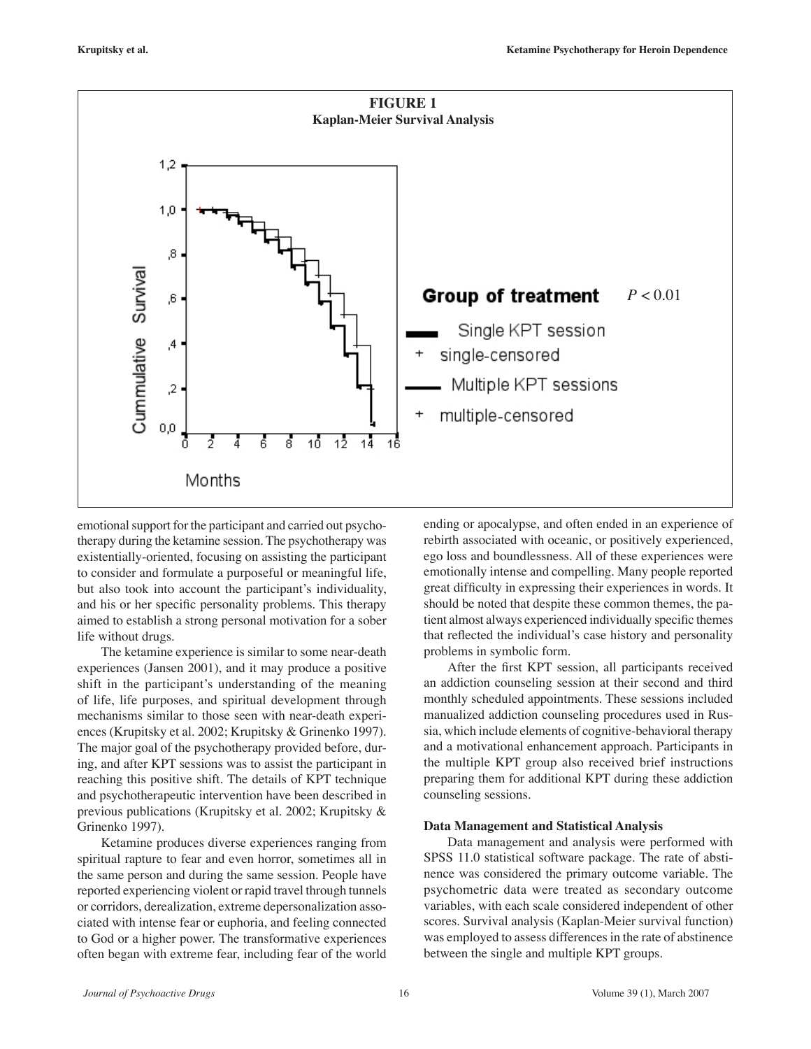**FIGURE 1**
**Kaplan-Meier Survival Analysis**

emotional support for the participant and carried out psychotherapy during the ketamine session. The psychotherapy was existentially-oriented, focusing on assisting the participant to consider and formulate a purposeful or meaningful life, but also took into account the participant's individuality, and his or her specific personality problems. This therapy aimed to establish a strong personal motivation for a sober life without drugs.

The ketamine experience is similar to some near-death experiences (Jansen 2001), and it may produce a positive shift in the participant's understanding of the meaning of life, life purposes, and spiritual development through mechanisms similar to those seen with near-death experiences (Krupitsky et al. 2002; Krupitsky & Grinenko 1997). The major goal of the psychotherapy provided before, during, and after KPT sessions was to assist the participant in reaching this positive shift. The details of KPT technique and psychotherapeutic intervention have been described in previous publications (Krupitsky et al. 2002; Krupitsky & Grinenko 1997).

Ketamine produces diverse experiences ranging from spiritual rapture to fear and even horror, sometimes all in the same person and during the same session. People have reported experiencing violent or rapid travel through tunnels or corridors, derealization, extreme depersonalization associated with intense fear or euphoria, and feeling connected to God or a higher power. The transformative experiences often began with extreme fear, including fear of the world ending or apocalypse, and often ended in an experience of rebirth associated with oceanic, or positively experienced, ego loss and boundlessness. All of these experiences were emotionally intense and compelling. Many people reported great difficulty in expressing their experiences in words. It should be noted that despite these common themes, the patient almost always experienced individually specific themes that reflected the individual's case history and personality problems in symbolic form.

After the first KPT session, all participants received an addiction counseling session at their second and third monthly scheduled appointments. These sessions included manualized addiction counseling procedures used in Russia, which include elements of cognitive-behavioral therapy and a motivational enhancement approach. Participants in the multiple KPT group also received brief instructions preparing them for additional KPT during these addiction counseling sessions.

#### Data Management and Statistical Analysis

Data management and analysis were performed with SPSS 11.0 statistical software package. The rate of abstinence was considered the primary outcome variable. The psychometric data were treated as secondary outcome variables, with each scale considered independent of other scores. Survival analysis (Kaplan-Meier survival function) was employed to assess differences in the rate of abstinence between the single and multiple KPT groups.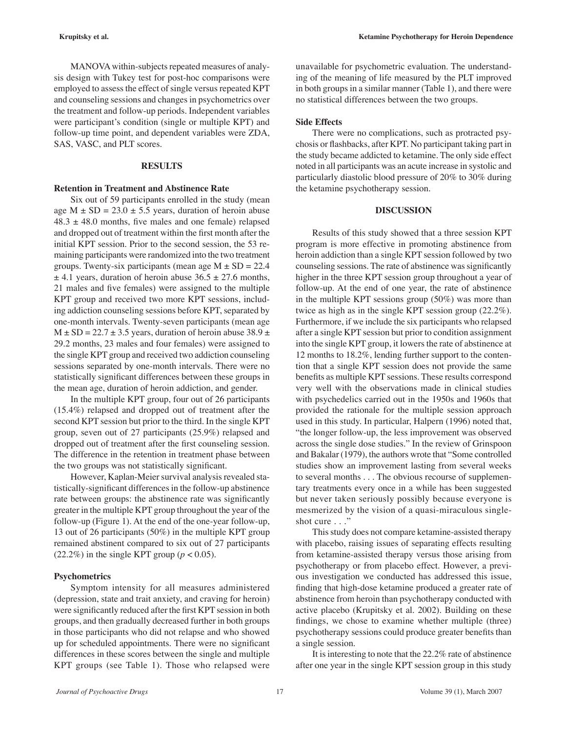MANOVA within-subjects repeated measures of analysis design with Tukey test for post-hoc comparisons were employed to assess the effect of single versus repeated KPT and counseling sessions and changes in psychometrics over the treatment and follow-up periods. Independent variables were participant's condition (single or multiple KPT) and follow-up time point, and dependent variables were ZDA, SAS, VASC, and PLT scores.

## RESULTS

### Retention in Treatment and Abstinence Rate

Six out of 59 participants enrolled in the study (mean age $M \pm SD = 23.0 \pm 5.5$ years, duration of heroin abuse $48.3 \pm 48.0$ months, five males and one female) relapsed and dropped out of treatment within the first month after the initial KPT session. Prior to the second session, the 53 remaining participants were randomized into the two treatment groups. Twenty-six participants (mean age $M \pm SD = 22.4 \pm 4.1$ years, duration of heroin abuse $36.5 \pm 27.6$ months, 21 males and five females) were assigned to the multiple KPT group and received two more KPT sessions, including addiction counseling sessions before KPT, separated by one-month intervals. Twenty-seven participants (mean age $M \pm SD = 22.7 \pm 3.5$ years, duration of heroin abuse $38.9 \pm 29.2$ months, 23 males and four females) were assigned to the single KPT group and received two addiction counseling sessions separated by one-month intervals. There were no statistically significant differences between these groups in the mean age, duration of heroin addiction, and gender.

In the multiple KPT group, four out of 26 participants (15.4%) relapsed and dropped out of treatment after the second KPT session but prior to the third. In the single KPT group, seven out of 27 participants (25.9%) relapsed and dropped out of treatment after the first counseling session. The difference in the retention in treatment phase between the two groups was not statistically significant.

However, Kaplan-Meier survival analysis revealed statistically-significant differences in the follow-up abstinence rate between groups: the abstinence rate was significantly greater in the multiple KPT group throughout the year of the follow-up (Figure 1). At the end of the one-year follow-up, 13 out of 26 participants (50%) in the multiple KPT group remained abstinent compared to six out of 27 participants (22.2%) in the single KPT group ($p < 0.05$).

### Psychometrics

Symptom intensity for all measures administered (depression, state and trait anxiety, and craving for heroin) were significantly reduced after the first KPT session in both groups, and then gradually decreased further in both groups in those participants who did not relapse and who showed up for scheduled appointments. There were no significant differences in these scores between the single and multiple KPT groups (see Table 1). Those who relapsed were unavailable for psychometric evaluation. The understanding of the meaning of life measured by the PLT improved in both groups in a similar manner (Table 1), and there were no statistical differences between the two groups.

### Side Effects

There were no complications, such as protracted psychosis or flashbacks, after KPT. No participant taking part in the study became addicted to ketamine. The only side effect noted in all participants was an acute increase in systolic and particularly diastolic blood pressure of 20% to 30% during the ketamine psychotherapy session.

## DISCUSSION

Results of this study showed that a three session KPT program is more effective in promoting abstinence from heroin addiction than a single KPT session followed by two counseling sessions. The rate of abstinence was significantly higher in the three KPT session group throughout a year of follow-up. At the end of one year, the rate of abstinence in the multiple KPT sessions group (50%) was more than twice as high as in the single KPT session group (22.2%). Furthermore, if we include the six participants who relapsed after a single KPT session but prior to condition assignment into the single KPT group, it lowers the rate of abstinence at 12 months to 18.2%, lending further support to the contention that a single KPT session does not provide the same benefits as multiple KPT sessions. These results correspond very well with the observations made in clinical studies with psychedelics carried out in the 1950s and 1960s that provided the rationale for the multiple session approach used in this study. In particular, Halpern (1996) noted that, "the longer follow-up, the less improvement was observed across the single dose studies." In the review of Grinspoon and Bakalar (1979), the authors wrote that "Some controlled studies show an improvement lasting from several weeks to several months . . . The obvious recourse of supplementary treatments every once in a while has been suggested but never taken seriously possibly because everyone is mesmerized by the vision of a quasi-miraculous single-shot cure . . ."

This study does not compare ketamine-assisted therapy with placebo, raising issues of separating effects resulting from ketamine-assisted therapy versus those arising from psychotherapy or from placebo effect. However, a previous investigation we conducted has addressed this issue, finding that high-dose ketamine produced a greater rate of abstinence from heroin than psychotherapy conducted with active placebo (Krupitsky et al. 2002). Building on these findings, we chose to examine whether multiple (three) psychotherapy sessions could produce greater benefits than a single session.

It is interesting to note that the 22.2% rate of abstinence after one year in the single KPT session group in this study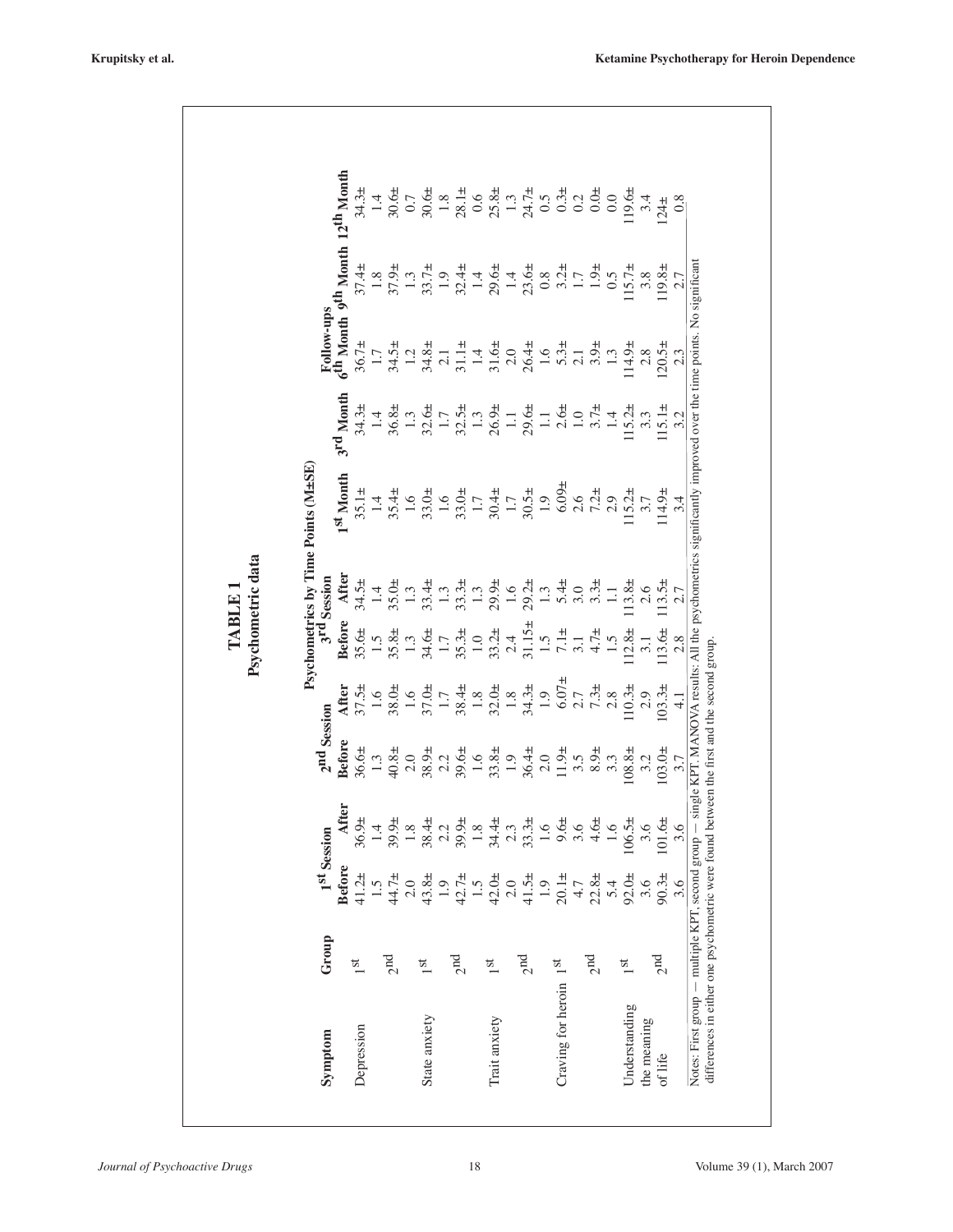**TABLE 1**
**Psychometric data**

| Symptom | Group | Psychometrics by Time Points (M±SE) | | | | | | | | | | |
|---|---|---|---|---|---|---|---|---|---|---|---|---|
| | | 1st Session | | 2nd Session | | 3rd Session | | | | Follow-ups | | |
| | | Before | After | Before | After | Before | After | 1st Month | 3rd Month | 6th Month | 9th Month | 12th Month |
| Depression | 1st | 41.2± 1.5 | 36.9± 1.4 | 36.6± 1.3 | 37.5± 1.6 | 35.6± 1.5 | 34.5± 1.4 | 35.1 ± 1.4 | 34.3± 1.4 | 36.7 ± 1.7 | 37.4± 1.8 | 34.3± 1.4 |
| | 2nd | 44.7± 2.0 | 39.9± 1.8 | 40.8± 2.0 | 38.0± 1.6 | 35.8± 1.3 | 35.0± 1.3 | 35.4± 1.6 | 36.8± 1.3 | 34.5± 1.2 | 37.9± 1.3 | 30.6± 0.7 |
| State anxiety | 1st | 43.8± 1.9 | 38.4± 2.2 | 38.9± 2.2 | 37.0± 1.7 | 34.6± 1.7 | 33.4± 1.3 | 33.0± 1.6 | 32.6± 1.7 | 34.8± 2.1 | 33.7± 1.9 | 30.6± 1.8 |
| | 2nd | 42.7± 1.5 | 39.9± 1.8 | 39.6± 1.6 | 38.4± 1.8 | 35.3± 1.0 | 33.3± 1.3 | 33.0± 1.7 | 32.5± 1.3 | 31.1± 1.4 | 32.4± 1.4 | 28.1± 0.6 |
| Trait anxiety | 1st | 42.0± 2.0 | 34.4± 2.3 | 33.8± 1.9 | 32.0± 1.8 | 33.2± 2.4 | 29.9± 1.6 | 30.4± 1.7 | 26.9± 1.1 | 31.6± 2.0 | 29.6± 1.4 | 25.8± 1.3 |
| | 2nd | 41.5± 1.9 | 33.3± 1.6 | 36.4± 2.0 | 34.3± 1.9 | 31.15± 1.5 | 29.2± 1.3 | 30.5± 1.9 | 29.6± 1.1 | 26.4± 1.6 | 23.6± 0.8 | 24.7± 0.5 |
| Craving for heroin | 1st | 20.1± 4.7 | 9.6± 3.6 | 11.9± 3.5 | 6.07± 2.7 | 7.1± 3.1 | 5.4± 3.0 | 6.09± 2.6 | 2.6± 1.0 | 5.3± 2.1 | 3.2± 1.7 | 0.3± 0.2 |
| | 2nd | 22.8± 5.4 | 4.6± 1.6 | 8.9± 3.3 | 7.3± 2.8 | 4.7± 1.5 | 3.3± 1.1 | 7.2± 2.9 | 3.7± 1.4 | 3.9± 1.3 | 1.9± 0.5 | 0.0± 0.0 |
| Understanding the meaning of life | 1st | 92.0± 3.6 | 106.5± 3.6 | 108.8± 3.2 | 110.3± 2.9 | 112.8± 3.1 | 113.8± 2.6 | 115.2± 3.7 | 115.2± 3.3 | 114.9± 2.8 | 115.7± 3.8 | 119.6± 3.4 |
| | 2nd | 90.3± 3.6 | 101.6± 3.6 | 103.0± 3.7 | 103.3± 4.1 | 113.6± 2.8 | 113.5± 2.7 | 114.9± 3.4 | 115.1± 3.2 | 120.5± 2.3 | 119.8± 2.7 | 124± 0.8 |

Notes: First group — multiple KPT, second group — single KPT. MANOVA results: All the psychometrics significantly improved over the time points. No significant differences in either one psychometric were found between the first and the second group.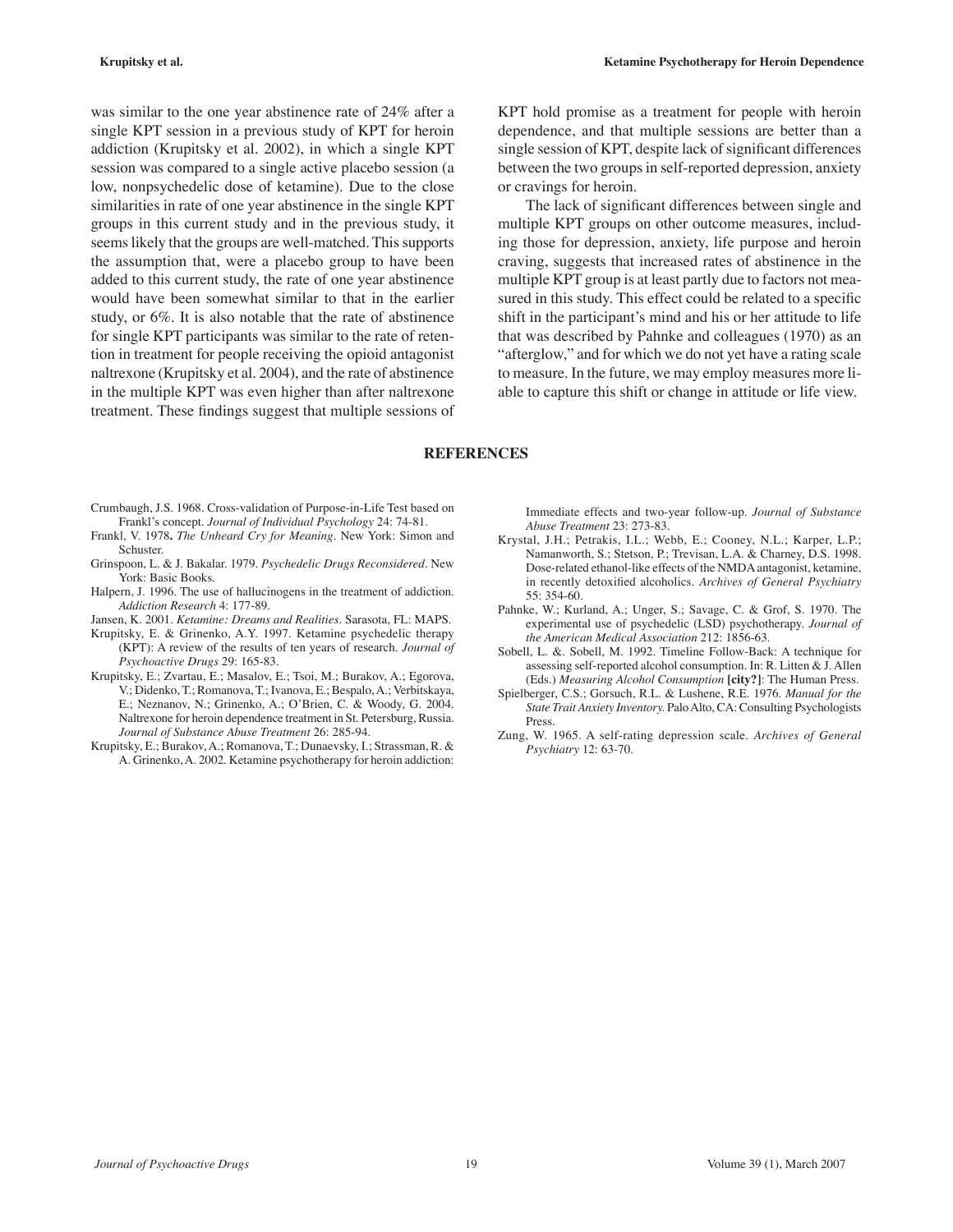was similar to the one year abstinence rate of 24% after a single KPT session in a previous study of KPT for heroin addiction (Krupitsky et al. 2002), in which a single KPT session was compared to a single active placebo session (a low, nonpsychedelic dose of ketamine). Due to the close similarities in rate of one year abstinence in the single KPT groups in this current study and in the previous study, it seems likely that the groups are well-matched. This supports the assumption that, were a placebo group to have been added to this current study, the rate of one year abstinence would have been somewhat similar to that in the earlier study, or 6%. It is also notable that the rate of abstinence for single KPT participants was similar to the rate of retention in treatment for people receiving the opioid antagonist naltrexone (Krupitsky et al. 2004), and the rate of abstinence in the multiple KPT was even higher than after naltrexone treatment. These findings suggest that multiple sessions of KPT hold promise as a treatment for people with heroin dependence, and that multiple sessions are better than a single session of KPT, despite lack of significant differences between the two groups in self-reported depression, anxiety or cravings for heroin.

The lack of significant differences between single and multiple KPT groups on other outcome measures, including those for depression, anxiety, life purpose and heroin craving, suggests that increased rates of abstinence in the multiple KPT group is at least partly due to factors not measured in this study. This effect could be related to a specific shift in the participant's mind and his or her attitude to life that was described by Pahnke and colleagues (1970) as an "afterglow," and for which we do not yet have a rating scale to measure. In the future, we may employ measures more liable to capture this shift or change in attitude or life view.

## REFERENCES

Crumbaugh, J.S. 1968. Cross-validation of Purpose-in-Life Test based on Frankl's concept. *Journal of Individual Psychology* 24: 74-81.

Frankl, V. 1978**.** *The Unheard Cry for Meaning*. New York: Simon and Schuster.

Grinspoon, L. & J. Bakalar. 1979. *Psychedelic Drugs Reconsidered*. New York: Basic Books.

Halpern, J. 1996. The use of hallucinogens in the treatment of addiction. *Addiction Research* 4: 177-89.

Jansen, K. 2001. *Ketamine: Dreams and Realities*. Sarasota, FL: MAPS.

Krupitsky, E. & Grinenko, A.Y. 1997. Ketamine psychedelic therapy (KPT): A review of the results of ten years of research. *Journal of Psychoactive Drugs* 29: 165-83.

Krupitsky, E.; Zvartau, E.; Masalov, E.; Tsoi, M.; Burakov, A.; Egorova, V.; Didenko, T.; Romanova, T.; Ivanova, E.; Bespalo, A.; Verbitskaya, E.; Neznanov, N.; Grinenko, A.; O'Brien, C. & Woody, G. 2004. Naltrexone for heroin dependence treatment in St. Petersburg, Russia. *Journal of Substance Abuse Treatment* 26: 285-94.

Krupitsky, E.; Burakov, A.; Romanova, T.; Dunaevsky, I.; Strassman, R. & A. Grinenko, A. 2002. Ketamine psychotherapy for heroin addiction: Immediate effects and two-year follow-up. *Journal of Substance Abuse Treatment* 23: 273-83.

Krystal, J.H.; Petrakis, I.L.; Webb, E.; Cooney, N.L.; Karper, L.P.; Namanworth, S.; Stetson, P.; Trevisan, L.A. & Charney, D.S. 1998. Dose-related ethanol-like effects of the NMDA antagonist, ketamine, in recently detoxified alcoholics. *Archives of General Psychiatry* 55: 354-60.

Pahnke, W.; Kurland, A.; Unger, S.; Savage, C. & Grof, S. 1970. The experimental use of psychedelic (LSD) psychotherapy. *Journal of the American Medical Association* 212: 1856-63.

Sobell, L. &. Sobell, M. 1992. Timeline Follow-Back: A technique for assessing self-reported alcohol consumption. In: R. Litten & J. Allen (Eds.) *Measuring Alcohol Consumption* **[city?]**: The Human Press.

Spielberger, C.S.; Gorsuch, R.L. & Lushene, R.E. 1976. *Manual for the State Trait Anxiety Inventory.* Palo Alto, CA: Consulting Psychologists Press.

Zung, W. 1965. A self-rating depression scale. *Archives of General Psychiatry* 12: 63-70.